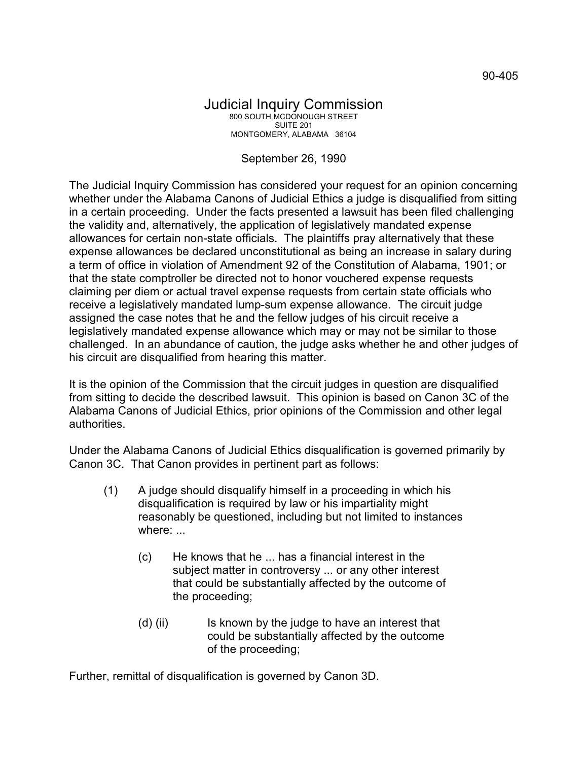90-405

# Judicial Inquiry Commission

800 SOUTH MCDONOUGH STREET
SUITE 201
MONTGOMERY, ALABAMA 36104

September 26, 1990

The Judicial Inquiry Commission has considered your request for an opinion concerning whether under the Alabama Canons of Judicial Ethics a judge is disqualified from sitting in a certain proceeding. Under the facts presented a lawsuit has been filed challenging the validity and, alternatively, the application of legislatively mandated expense allowances for certain non-state officials. The plaintiffs pray alternatively that these expense allowances be declared unconstitutional as being an increase in salary during a term of office in violation of Amendment 92 of the Constitution of Alabama, 1901; or that the state comptroller be directed not to honor vouchered expense requests claiming per diem or actual travel expense requests from certain state officials who receive a legislatively mandated lump-sum expense allowance. The circuit judge assigned the case notes that he and the fellow judges of his circuit receive a legislatively mandated expense allowance which may or may not be similar to those challenged. In an abundance of caution, the judge asks whether he and other judges of his circuit are disqualified from hearing this matter.

It is the opinion of the Commission that the circuit judges in question are disqualified from sitting to decide the described lawsuit. This opinion is based on Canon 3C of the Alabama Canons of Judicial Ethics, prior opinions of the Commission and other legal authorities.

Under the Alabama Canons of Judicial Ethics disqualification is governed primarily by Canon 3C. That Canon provides in pertinent part as follows:

> (1) A judge should disqualify himself in a proceeding in which his disqualification is required by law or his impartiality might reasonably be questioned, including but not limited to instances where: ...
>
> > (c) He knows that he ... has a financial interest in the subject matter in controversy ... or any other interest that could be substantially affected by the outcome of the proceeding;
> >
> > (d) (ii) Is known by the judge to have an interest that could be substantially affected by the outcome of the proceeding;

Further, remittal of disqualification is governed by Canon 3D.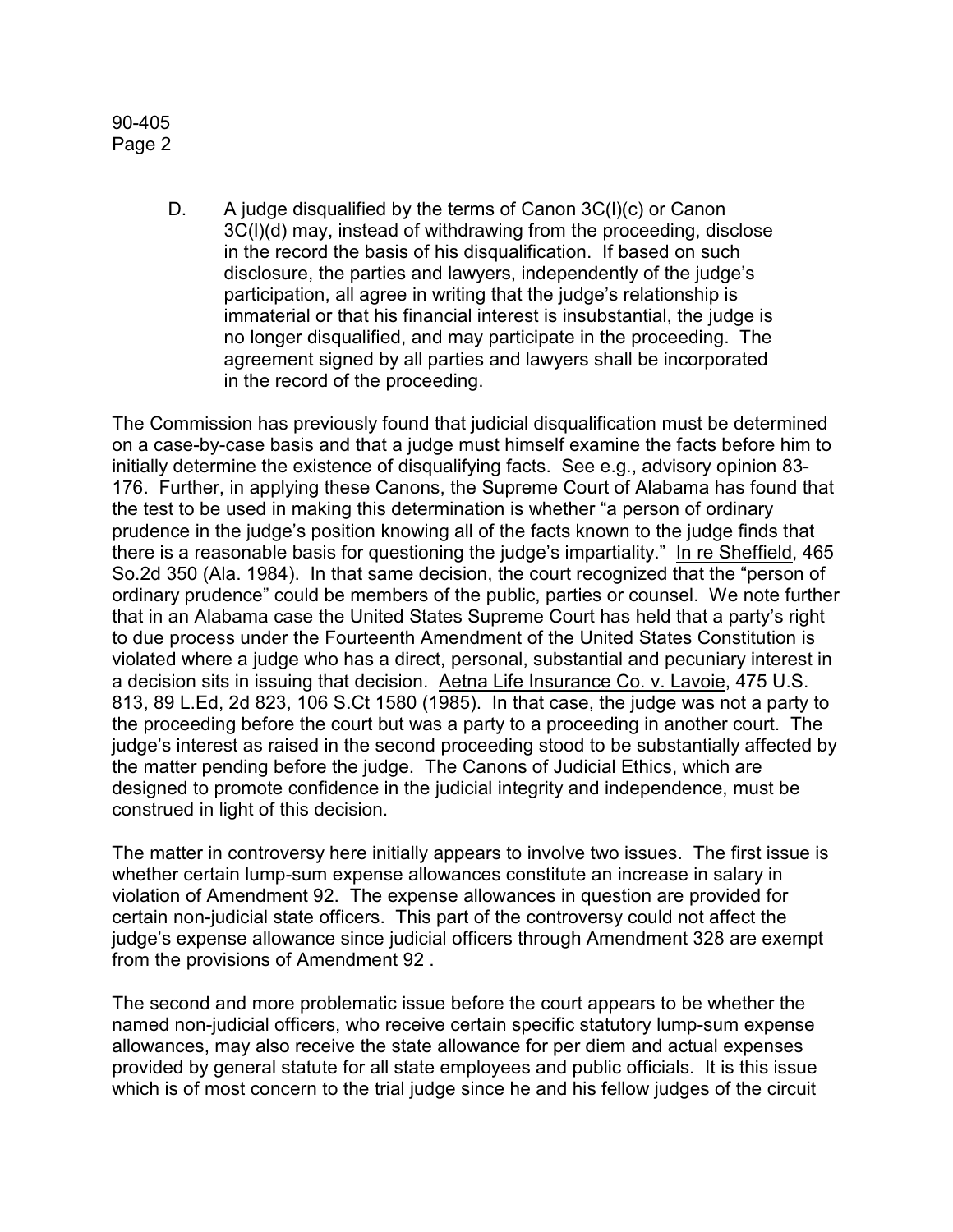D. A judge disqualified by the terms of Canon 3C(l)(c) or Canon 3C(l)(d) may, instead of withdrawing from the proceeding, disclose in the record the basis of his disqualification. If based on such disclosure, the parties and lawyers, independently of the judge's participation, all agree in writing that the judge's relationship is immaterial or that his financial interest is insubstantial, the judge is no longer disqualified, and may participate in the proceeding. The agreement signed by all parties and lawyers shall be incorporated in the record of the proceeding.

The Commission has previously found that judicial disqualification must be determined on a case-by-case basis and that a judge must himself examine the facts before him to initially determine the existence of disqualifying facts. See e.g., advisory opinion 83-176. Further, in applying these Canons, the Supreme Court of Alabama has found that the test to be used in making this determination is whether "a person of ordinary prudence in the judge's position knowing all of the facts known to the judge finds that there is a reasonable basis for questioning the judge's impartiality." In re Sheffield, 465 So.2d 350 (Ala. 1984). In that same decision, the court recognized that the "person of ordinary prudence" could be members of the public, parties or counsel. We note further that in an Alabama case the United States Supreme Court has held that a party's right to due process under the Fourteenth Amendment of the United States Constitution is violated where a judge who has a direct, personal, substantial and pecuniary interest in a decision sits in issuing that decision. Aetna Life Insurance Co. v. Lavoie, 475 U.S. 813, 89 L.Ed, 2d 823, 106 S.Ct 1580 (1985). In that case, the judge was not a party to the proceeding before the court but was a party to a proceeding in another court. The judge's interest as raised in the second proceeding stood to be substantially affected by the matter pending before the judge. The Canons of Judicial Ethics, which are designed to promote confidence in the judicial integrity and independence, must be construed in light of this decision.

The matter in controversy here initially appears to involve two issues. The first issue is whether certain lump-sum expense allowances constitute an increase in salary in violation of Amendment 92. The expense allowances in question are provided for certain non-judicial state officers. This part of the controversy could not affect the judge's expense allowance since judicial officers through Amendment 328 are exempt from the provisions of Amendment 92 .

The second and more problematic issue before the court appears to be whether the named non-judicial officers, who receive certain specific statutory lump-sum expense allowances, may also receive the state allowance for per diem and actual expenses provided by general statute for all state employees and public officials. It is this issue which is of most concern to the trial judge since he and his fellow judges of the circuit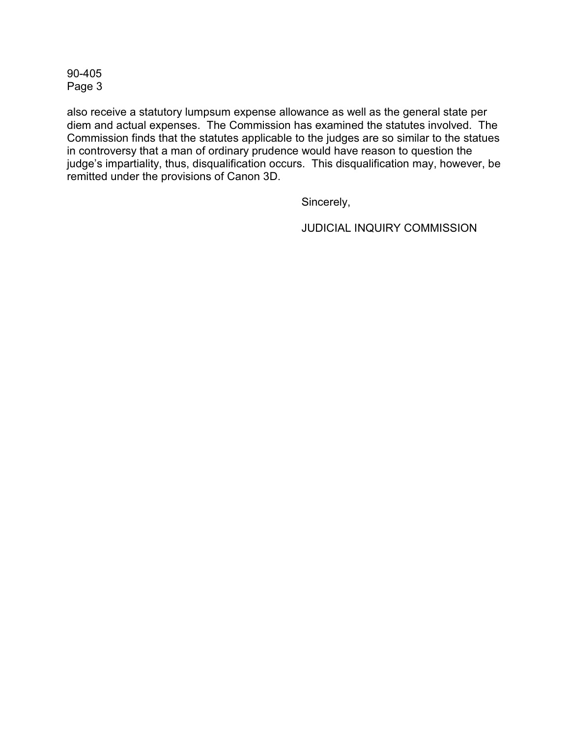also receive a statutory lumpsum expense allowance as well as the general state per diem and actual expenses. The Commission has examined the statutes involved. The Commission finds that the statutes applicable to the judges are so similar to the statues in controversy that a man of ordinary prudence would have reason to question the judge's impartiality, thus, disqualification occurs. This disqualification may, however, be remitted under the provisions of Canon 3D.

Sincerely,

JUDICIAL INQUIRY COMMISSION